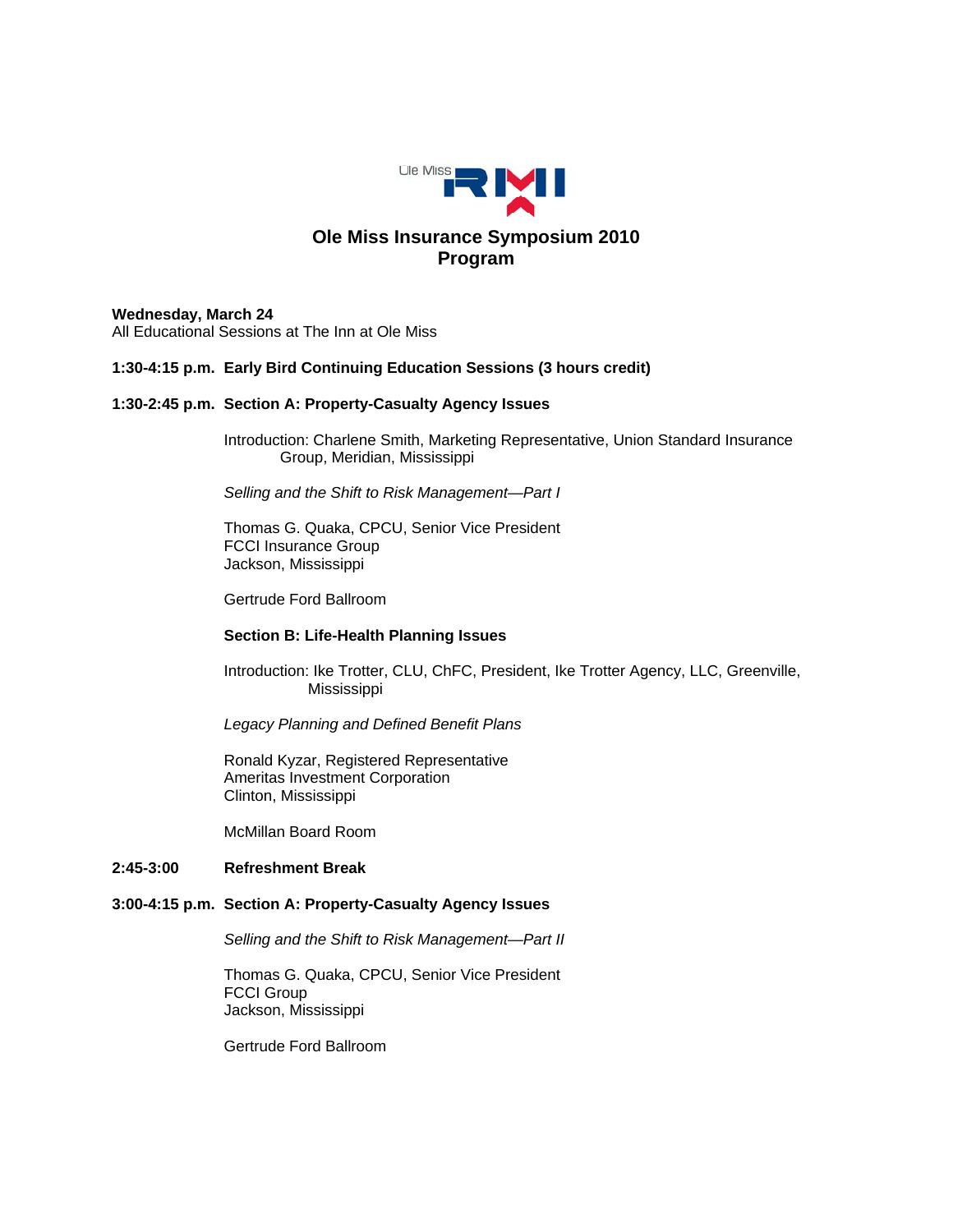Ole Miss RMI

# Ole Miss Insurance Symposium 2010
## Program

**Wednesday, March 24**
All Educational Sessions at The Inn at Ole Miss

**1:30-4:15 p.m. Early Bird Continuing Education Sessions (3 hours credit)**

**1:30-2:45 p.m. Section A: Property-Casualty Agency Issues**

Introduction: Charlene Smith, Marketing Representative, Union Standard Insurance Group, Meridian, Mississippi

*Selling and the Shift to Risk Management—Part I*

Thomas G. Quaka, CPCU, Senior Vice President
FCCI Insurance Group
Jackson, Mississippi

Gertrude Ford Ballroom

**Section B: Life-Health Planning Issues**

Introduction: Ike Trotter, CLU, ChFC, President, Ike Trotter Agency, LLC, Greenville, Mississippi

*Legacy Planning and Defined Benefit Plans*

Ronald Kyzar, Registered Representative
Ameritas Investment Corporation
Clinton, Mississippi

McMillan Board Room

**2:45-3:00 Refreshment Break**

**3:00-4:15 p.m. Section A: Property-Casualty Agency Issues**

*Selling and the Shift to Risk Management—Part II*

Thomas G. Quaka, CPCU, Senior Vice President
FCCI Group
Jackson, Mississippi

Gertrude Ford Ballroom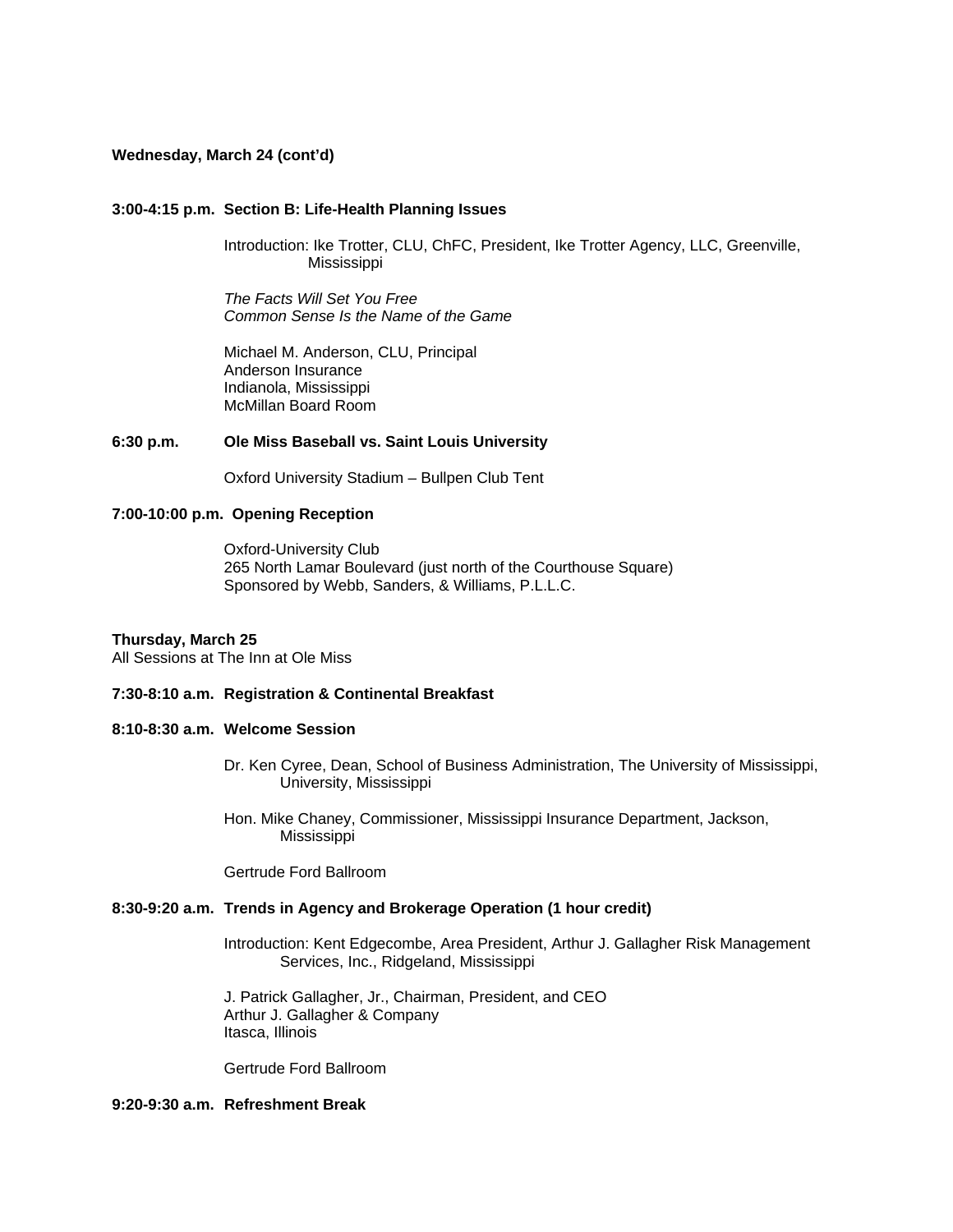**Wednesday, March 24 (cont'd)**

**3:00-4:15 p.m. Section B: Life-Health Planning Issues**

Introduction: Ike Trotter, CLU, ChFC, President, Ike Trotter Agency, LLC, Greenville, Mississippi

*The Facts Will Set You Free*
*Common Sense Is the Name of the Game*

Michael M. Anderson, CLU, Principal
Anderson Insurance
Indianola, Mississippi
McMillan Board Room

**6:30 p.m. Ole Miss Baseball vs. Saint Louis University**

Oxford University Stadium – Bullpen Club Tent

**7:00-10:00 p.m. Opening Reception**

Oxford-University Club
265 North Lamar Boulevard (just north of the Courthouse Square)
Sponsored by Webb, Sanders, & Williams, P.L.L.C.

**Thursday, March 25**
All Sessions at The Inn at Ole Miss

**7:30-8:10 a.m. Registration & Continental Breakfast**

**8:10-8:30 a.m. Welcome Session**

Dr. Ken Cyree, Dean, School of Business Administration, The University of Mississippi, University, Mississippi

Hon. Mike Chaney, Commissioner, Mississippi Insurance Department, Jackson, Mississippi

Gertrude Ford Ballroom

**8:30-9:20 a.m. Trends in Agency and Brokerage Operation (1 hour credit)**

Introduction: Kent Edgecombe, Area President, Arthur J. Gallagher Risk Management Services, Inc., Ridgeland, Mississippi

J. Patrick Gallagher, Jr., Chairman, President, and CEO
Arthur J. Gallagher & Company
Itasca, Illinois

Gertrude Ford Ballroom

**9:20-9:30 a.m. Refreshment Break**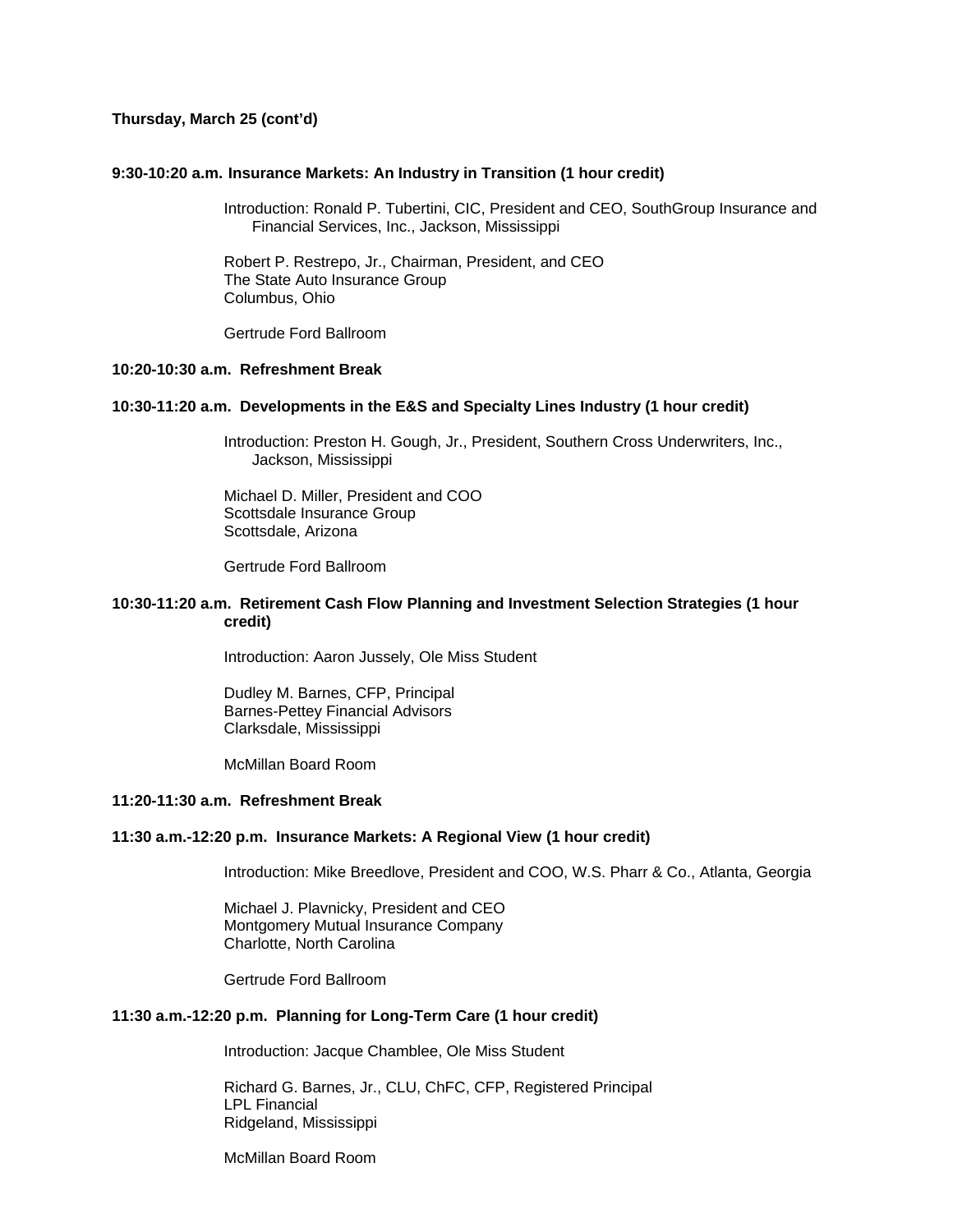**Thursday, March 25 (cont'd)**

**9:30-10:20 a.m. Insurance Markets: An Industry in Transition (1 hour credit)**

Introduction: Ronald P. Tubertini, CIC, President and CEO, SouthGroup Insurance and Financial Services, Inc., Jackson, Mississippi

Robert P. Restrepo, Jr., Chairman, President, and CEO
The State Auto Insurance Group
Columbus, Ohio

Gertrude Ford Ballroom

**10:20-10:30 a.m. Refreshment Break**

**10:30-11:20 a.m. Developments in the E&S and Specialty Lines Industry (1 hour credit)**

Introduction: Preston H. Gough, Jr., President, Southern Cross Underwriters, Inc., Jackson, Mississippi

Michael D. Miller, President and COO
Scottsdale Insurance Group
Scottsdale, Arizona

Gertrude Ford Ballroom

**10:30-11:20 a.m. Retirement Cash Flow Planning and Investment Selection Strategies (1 hour credit)**

Introduction: Aaron Jussely, Ole Miss Student

Dudley M. Barnes, CFP, Principal
Barnes-Pettey Financial Advisors
Clarksdale, Mississippi

McMillan Board Room

**11:20-11:30 a.m. Refreshment Break**

**11:30 a.m.-12:20 p.m. Insurance Markets: A Regional View (1 hour credit)**

Introduction: Mike Breedlove, President and COO, W.S. Pharr & Co., Atlanta, Georgia

Michael J. Plavnicky, President and CEO
Montgomery Mutual Insurance Company
Charlotte, North Carolina

Gertrude Ford Ballroom

**11:30 a.m.-12:20 p.m. Planning for Long-Term Care (1 hour credit)**

Introduction: Jacque Chamblee, Ole Miss Student

Richard G. Barnes, Jr., CLU, ChFC, CFP, Registered Principal
LPL Financial
Ridgeland, Mississippi

McMillan Board Room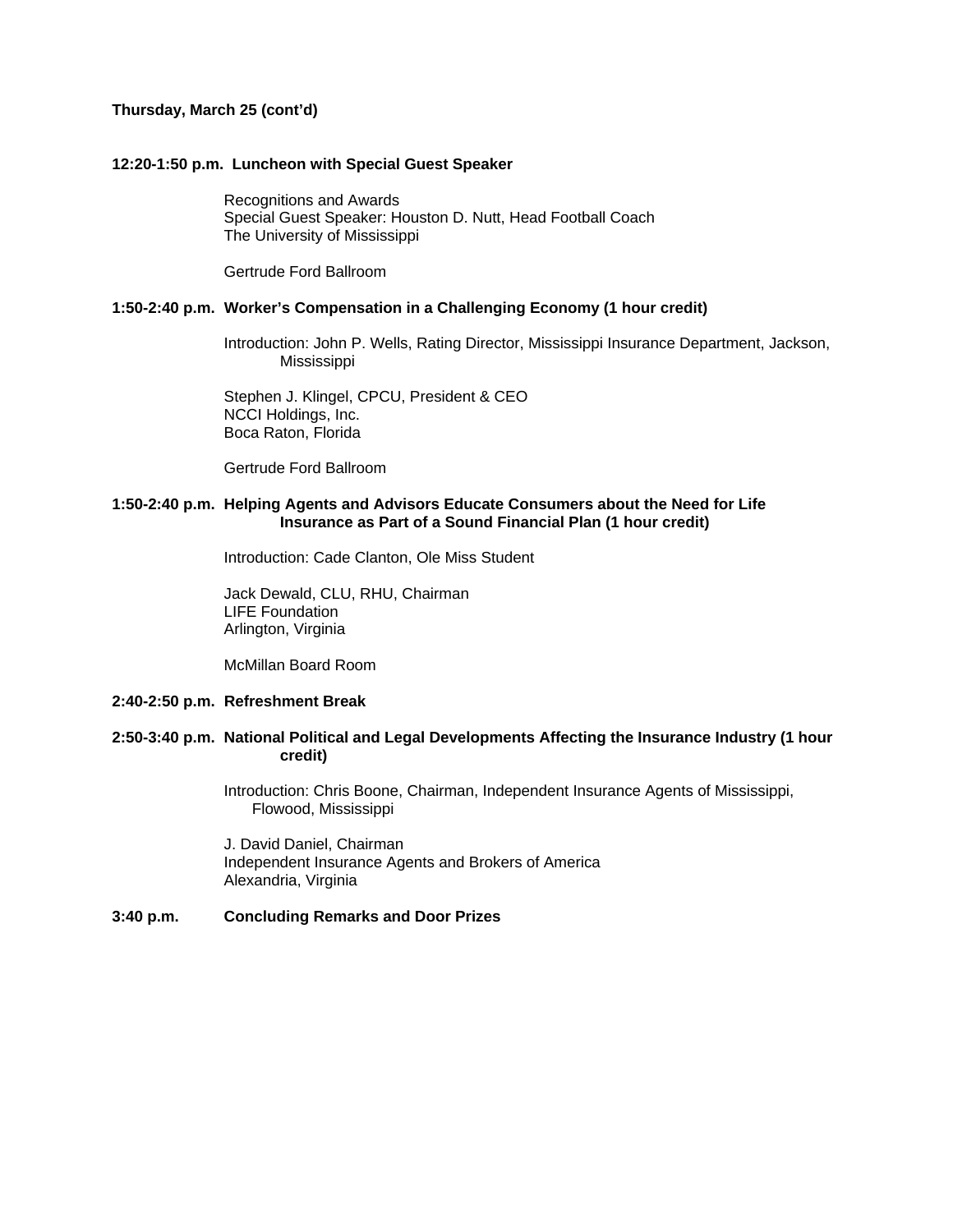**Thursday, March 25 (cont'd)**

**12:20-1:50 p.m. Luncheon with Special Guest Speaker**

Recognitions and Awards
Special Guest Speaker: Houston D. Nutt, Head Football Coach
The University of Mississippi

Gertrude Ford Ballroom

**1:50-2:40 p.m. Worker's Compensation in a Challenging Economy (1 hour credit)**

Introduction: John P. Wells, Rating Director, Mississippi Insurance Department, Jackson, Mississippi

Stephen J. Klingel, CPCU, President & CEO
NCCI Holdings, Inc.
Boca Raton, Florida

Gertrude Ford Ballroom

**1:50-2:40 p.m. Helping Agents and Advisors Educate Consumers about the Need for Life Insurance as Part of a Sound Financial Plan (1 hour credit)**

Introduction: Cade Clanton, Ole Miss Student

Jack Dewald, CLU, RHU, Chairman
LIFE Foundation
Arlington, Virginia

McMillan Board Room

**2:40-2:50 p.m. Refreshment Break**

**2:50-3:40 p.m. National Political and Legal Developments Affecting the Insurance Industry (1 hour credit)**

Introduction: Chris Boone, Chairman, Independent Insurance Agents of Mississippi, Flowood, Mississippi

J. David Daniel, Chairman
Independent Insurance Agents and Brokers of America
Alexandria, Virginia

**3:40 p.m. Concluding Remarks and Door Prizes**